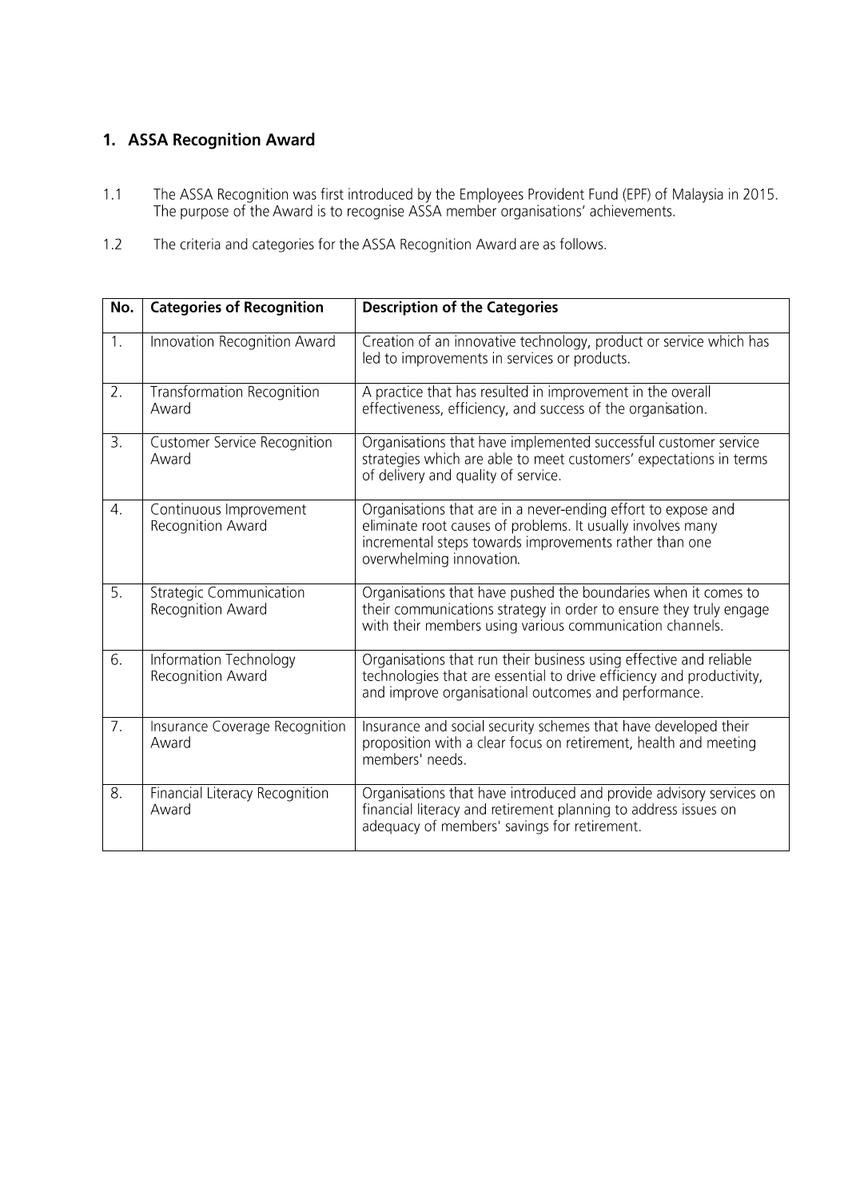## 1. ASSA Recognition Award

1.1 The ASSA Recognition was first introduced by the Employees Provident Fund (EPF) of Malaysia in 2015. The purpose of the Award is to recognise ASSA member organisations' achievements.

1.2 The criteria and categories for the ASSA Recognition Award are as follows.

| No. | Categories of Recognition | Description of the Categories |
|---|---|---|
| 1. | Innovation Recognition Award | Creation of an innovative technology, product or service which has led to improvements in services or products. |
| 2. | Transformation Recognition Award | A practice that has resulted in improvement in the overall effectiveness, efficiency, and success of the organisation. |
| 3. | Customer Service Recognition Award | Organisations that have implemented successful customer service strategies which are able to meet customers' expectations in terms of delivery and quality of service. |
| 4. | Continuous Improvement Recognition Award | Organisations that are in a never-ending effort to expose and eliminate root causes of problems. It usually involves many incremental steps towards improvements rather than one overwhelming innovation. |
| 5. | Strategic Communication Recognition Award | Organisations that have pushed the boundaries when it comes to their communications strategy in order to ensure they truly engage with their members using various communication channels. |
| 6. | Information Technology Recognition Award | Organisations that run their business using effective and reliable technologies that are essential to drive efficiency and productivity, and improve organisational outcomes and performance. |
| 7. | Insurance Coverage Recognition Award | Insurance and social security schemes that have developed their proposition with a clear focus on retirement, health and meeting members' needs. |
| 8. | Financial Literacy Recognition Award | Organisations that have introduced and provide advisory services on financial literacy and retirement planning to address issues on adequacy of members' savings for retirement. |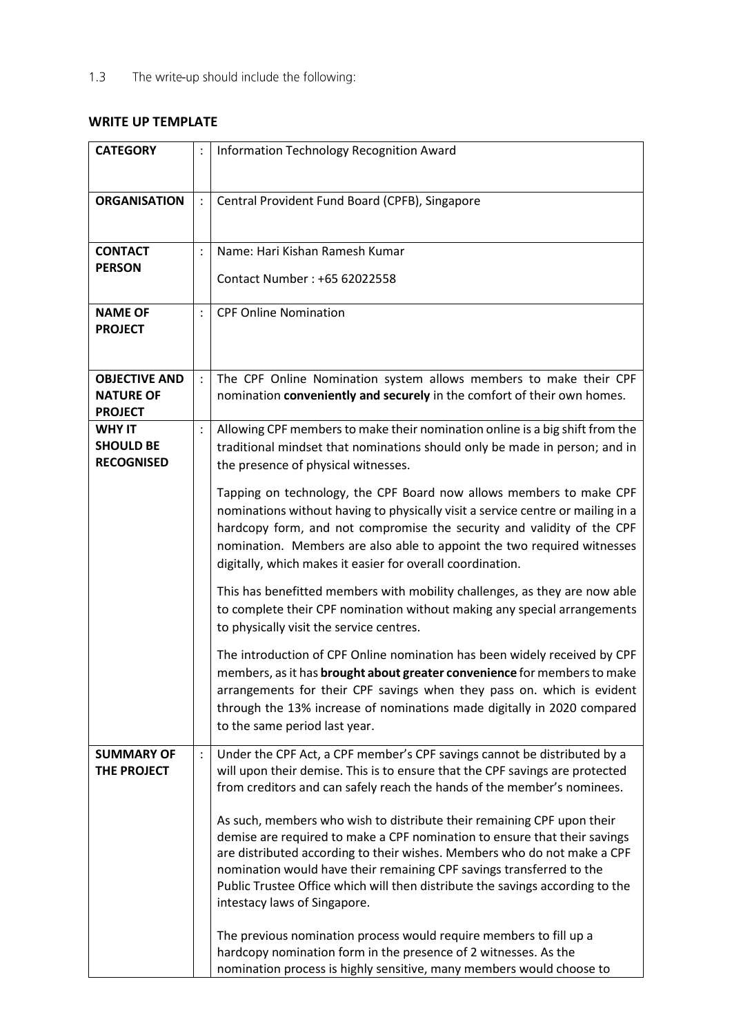1.3 The write-up should include the following:

**WRITE UP TEMPLATE**

| | | |
|---|---|---|
| **CATEGORY** | : | Information Technology Recognition Award |
| **ORGANISATION** | : | Central Provident Fund Board (CPFB), Singapore |
| **CONTACT PERSON** | : | Name: Hari Kishan Ramesh Kumar<br><br>Contact Number : +65 62022558 |
| **NAME OF PROJECT** | : | CPF Online Nomination |
| **OBJECTIVE AND NATURE OF PROJECT** | : | The CPF Online Nomination system allows members to make their CPF nomination **conveniently and securely** in the comfort of their own homes. |
| **WHY IT SHOULD BE RECOGNISED** | : | Allowing CPF members to make their nomination online is a big shift from the traditional mindset that nominations should only be made in person; and in the presence of physical witnesses.<br><br>Tapping on technology, the CPF Board now allows members to make CPF nominations without having to physically visit a service centre or mailing in a hardcopy form, and not compromise the security and validity of the CPF nomination. Members are also able to appoint the two required witnesses digitally, which makes it easier for overall coordination.<br><br>This has benefitted members with mobility challenges, as they are now able to complete their CPF nomination without making any special arrangements to physically visit the service centres.<br><br>The introduction of CPF Online nomination has been widely received by CPF members, as it has **brought about greater convenience** for members to make arrangements for their CPF savings when they pass on. which is evident through the 13% increase of nominations made digitally in 2020 compared to the same period last year. |
| **SUMMARY OF THE PROJECT** | : | Under the CPF Act, a CPF member's CPF savings cannot be distributed by a will upon their demise. This is to ensure that the CPF savings are protected from creditors and can safely reach the hands of the member's nominees.<br><br>As such, members who wish to distribute their remaining CPF upon their demise are required to make a CPF nomination to ensure that their savings are distributed according to their wishes. Members who do not make a CPF nomination would have their remaining CPF savings transferred to the Public Trustee Office which will then distribute the savings according to the intestacy laws of Singapore.<br><br>The previous nomination process would require members to fill up a hardcopy nomination form in the presence of 2 witnesses. As the nomination process is highly sensitive, many members would choose to |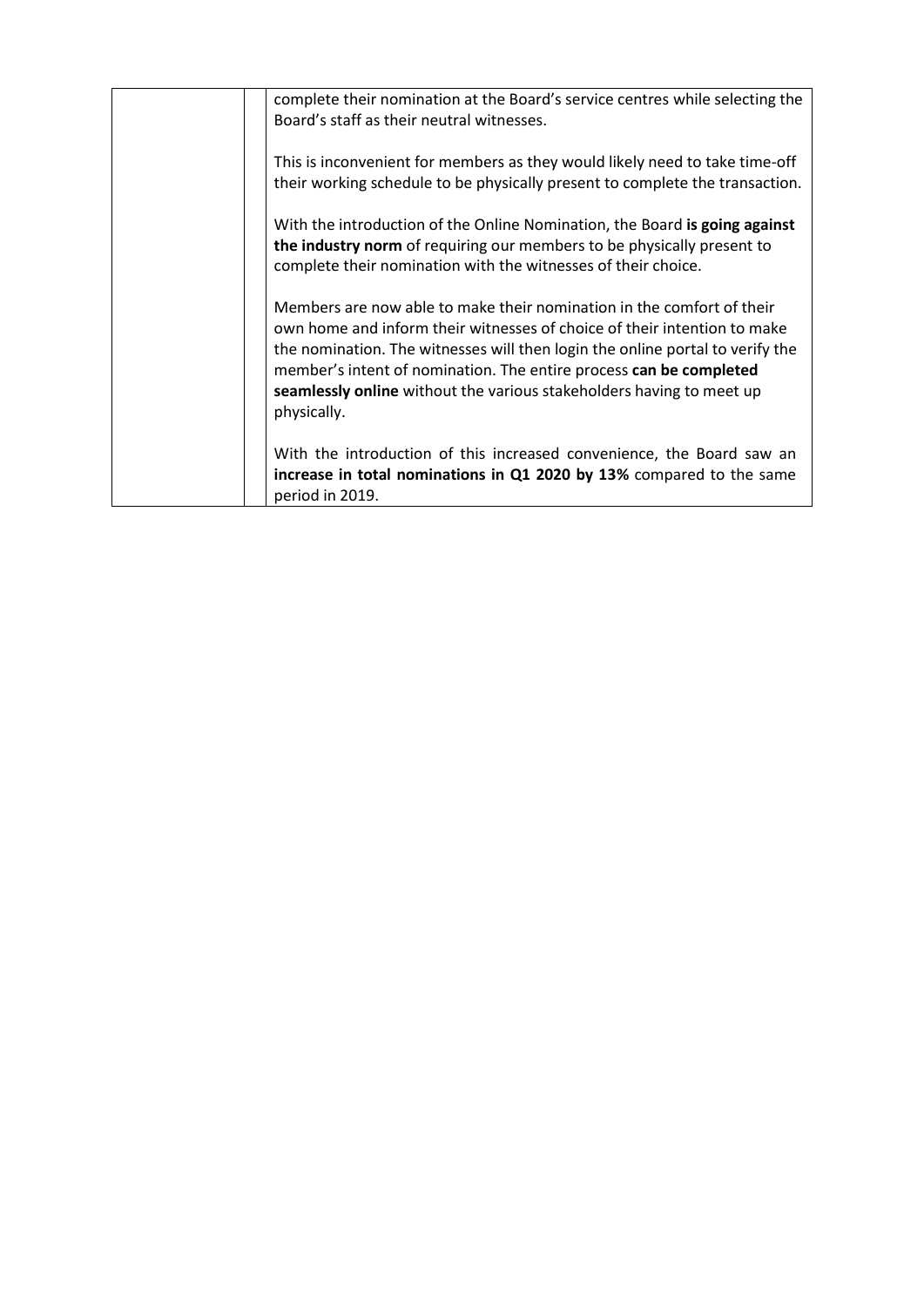| | | |
|---|---|---|
| | | complete their nomination at the Board's service centres while selecting the Board's staff as their neutral witnesses.<br><br>This is inconvenient for members as they would likely need to take time-off their working schedule to be physically present to complete the transaction.<br><br>With the introduction of the Online Nomination, the Board **is going against the industry norm** of requiring our members to be physically present to complete their nomination with the witnesses of their choice.<br><br>Members are now able to make their nomination in the comfort of their own home and inform their witnesses of choice of their intention to make the nomination. The witnesses will then login the online portal to verify the member's intent of nomination. The entire process **can be completed seamlessly online** without the various stakeholders having to meet up physically.<br><br>With the introduction of this increased convenience, the Board saw an **increase in total nominations in Q1 2020 by 13%** compared to the same period in 2019. |